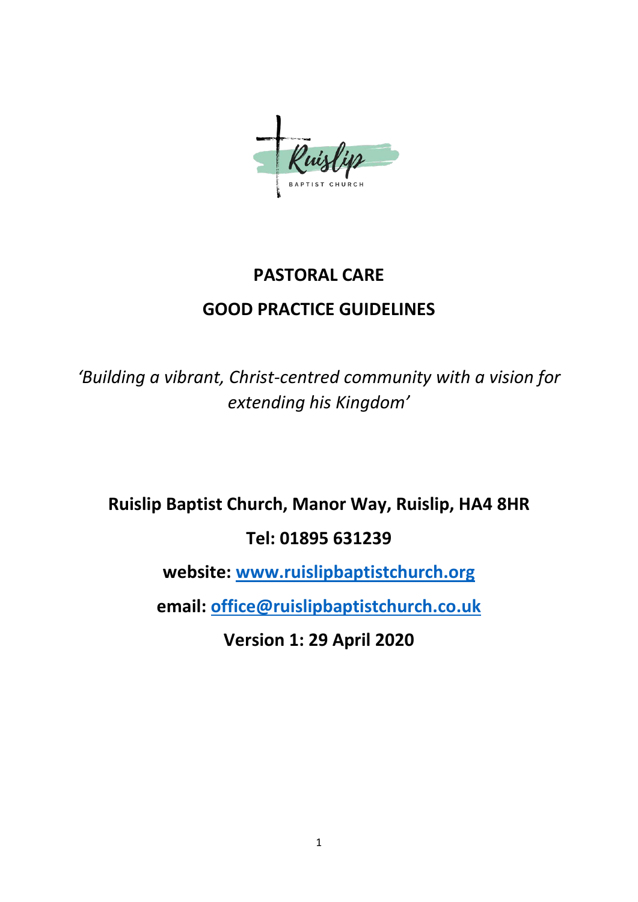# PASTORAL CARE

# GOOD PRACTICE GUIDELINES

*'Building a vibrant, Christ-centred community with a vision for extending his Kingdom'*

**Ruislip Baptist Church, Manor Way, Ruislip, HA4 8HR**

**Tel: 01895 631239**

**website: [www.ruislipbaptistchurch.org](http://www.ruislipbaptistchurch.org)**

**email: [office@ruislipbaptistchurch.co.uk](mailto:office@ruislipbaptistchurch.co.uk)**

**Version 1: 29 April 2020**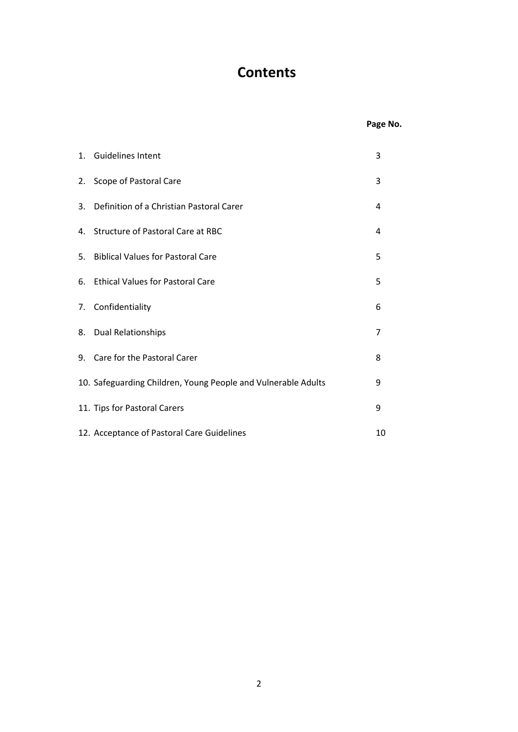# Contents

| | Page No. |
|---|---|
| 1. Guidelines Intent | 3 |
| 2. Scope of Pastoral Care | 3 |
| 3. Definition of a Christian Pastoral Carer | 4 |
| 4. Structure of Pastoral Care at RBC | 4 |
| 5. Biblical Values for Pastoral Care | 5 |
| 6. Ethical Values for Pastoral Care | 5 |
| 7. Confidentiality | 6 |
| 8. Dual Relationships | 7 |
| 9. Care for the Pastoral Carer | 8 |
| 10. Safeguarding Children, Young People and Vulnerable Adults | 9 |
| 11. Tips for Pastoral Carers | 9 |
| 12. Acceptance of Pastoral Care Guidelines | 10 |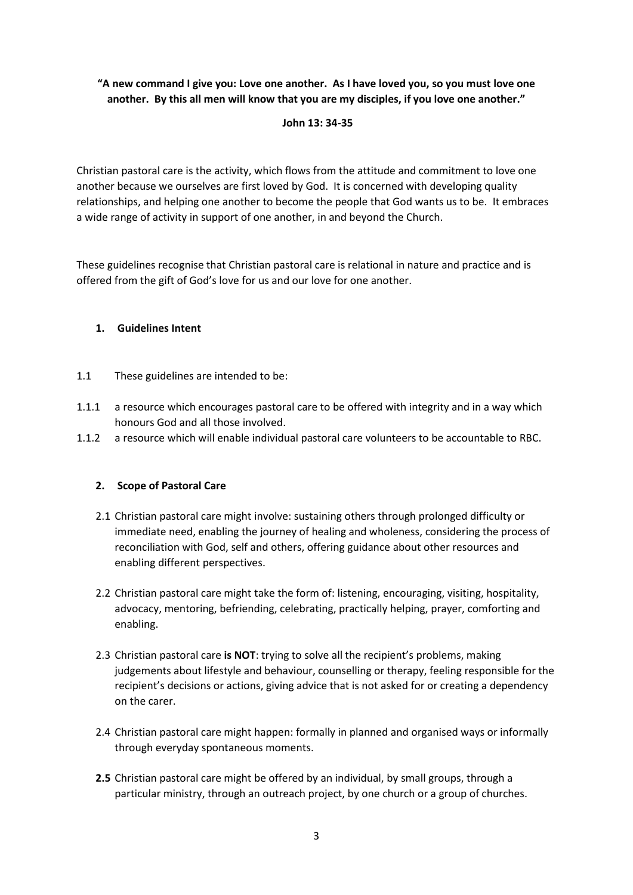**"A new command I give you: Love one another. As I have loved you, so you must love one another. By this all men will know that you are my disciples, if you love one another."**

**John 13: 34-35**

Christian pastoral care is the activity, which flows from the attitude and commitment to love one another because we ourselves are first loved by God. It is concerned with developing quality relationships, and helping one another to become the people that God wants us to be. It embraces a wide range of activity in support of one another, in and beyond the Church.

These guidelines recognise that Christian pastoral care is relational in nature and practice and is offered from the gift of God's love for us and our love for one another.

## 1. Guidelines Intent

1.1 These guidelines are intended to be:

1.1.1 a resource which encourages pastoral care to be offered with integrity and in a way which honours God and all those involved.

1.1.2 a resource which will enable individual pastoral care volunteers to be accountable to RBC.

## 2. Scope of Pastoral Care

2.1 Christian pastoral care might involve: sustaining others through prolonged difficulty or immediate need, enabling the journey of healing and wholeness, considering the process of reconciliation with God, self and others, offering guidance about other resources and enabling different perspectives.

2.2 Christian pastoral care might take the form of: listening, encouraging, visiting, hospitality, advocacy, mentoring, befriending, celebrating, practically helping, prayer, comforting and enabling.

2.3 Christian pastoral care **is NOT**: trying to solve all the recipient's problems, making judgements about lifestyle and behaviour, counselling or therapy, feeling responsible for the recipient's decisions or actions, giving advice that is not asked for or creating a dependency on the carer.

2.4 Christian pastoral care might happen: formally in planned and organised ways or informally through everyday spontaneous moments.

**2.5** Christian pastoral care might be offered by an individual, by small groups, through a particular ministry, through an outreach project, by one church or a group of churches.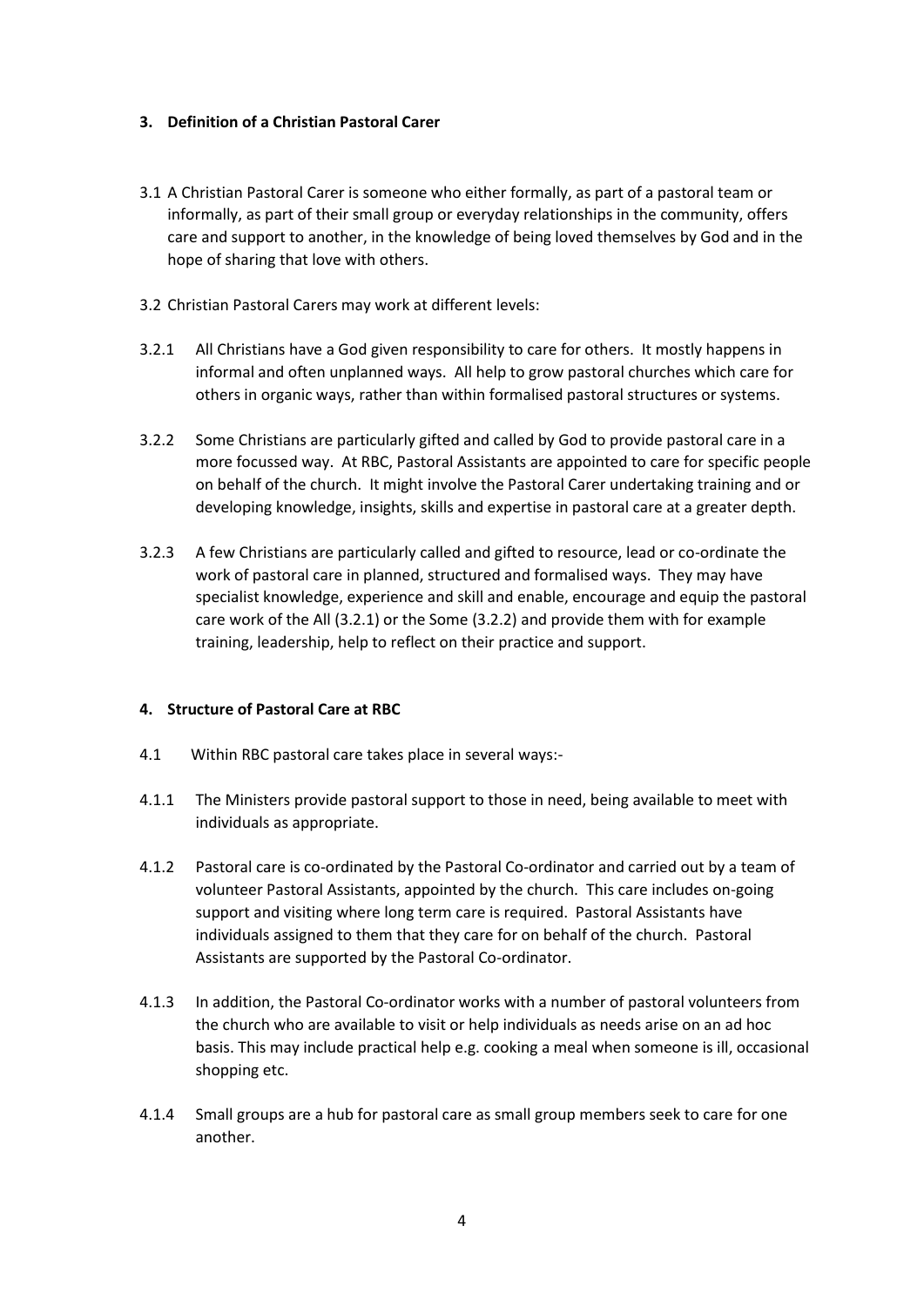## 3. Definition of a Christian Pastoral Carer

3.1 A Christian Pastoral Carer is someone who either formally, as part of a pastoral team or informally, as part of their small group or everyday relationships in the community, offers care and support to another, in the knowledge of being loved themselves by God and in the hope of sharing that love with others.

3.2 Christian Pastoral Carers may work at different levels:

3.2.1 All Christians have a God given responsibility to care for others. It mostly happens in informal and often unplanned ways. All help to grow pastoral churches which care for others in organic ways, rather than within formalised pastoral structures or systems.

3.2.2 Some Christians are particularly gifted and called by God to provide pastoral care in a more focussed way. At RBC, Pastoral Assistants are appointed to care for specific people on behalf of the church. It might involve the Pastoral Carer undertaking training and or developing knowledge, insights, skills and expertise in pastoral care at a greater depth.

3.2.3 A few Christians are particularly called and gifted to resource, lead or co-ordinate the work of pastoral care in planned, structured and formalised ways. They may have specialist knowledge, experience and skill and enable, encourage and equip the pastoral care work of the All (3.2.1) or the Some (3.2.2) and provide them with for example training, leadership, help to reflect on their practice and support.

## 4. Structure of Pastoral Care at RBC

4.1 Within RBC pastoral care takes place in several ways:-

4.1.1 The Ministers provide pastoral support to those in need, being available to meet with individuals as appropriate.

4.1.2 Pastoral care is co-ordinated by the Pastoral Co-ordinator and carried out by a team of volunteer Pastoral Assistants, appointed by the church. This care includes on-going support and visiting where long term care is required. Pastoral Assistants have individuals assigned to them that they care for on behalf of the church. Pastoral Assistants are supported by the Pastoral Co-ordinator.

4.1.3 In addition, the Pastoral Co-ordinator works with a number of pastoral volunteers from the church who are available to visit or help individuals as needs arise on an ad hoc basis. This may include practical help e.g. cooking a meal when someone is ill, occasional shopping etc.

4.1.4 Small groups are a hub for pastoral care as small group members seek to care for one another.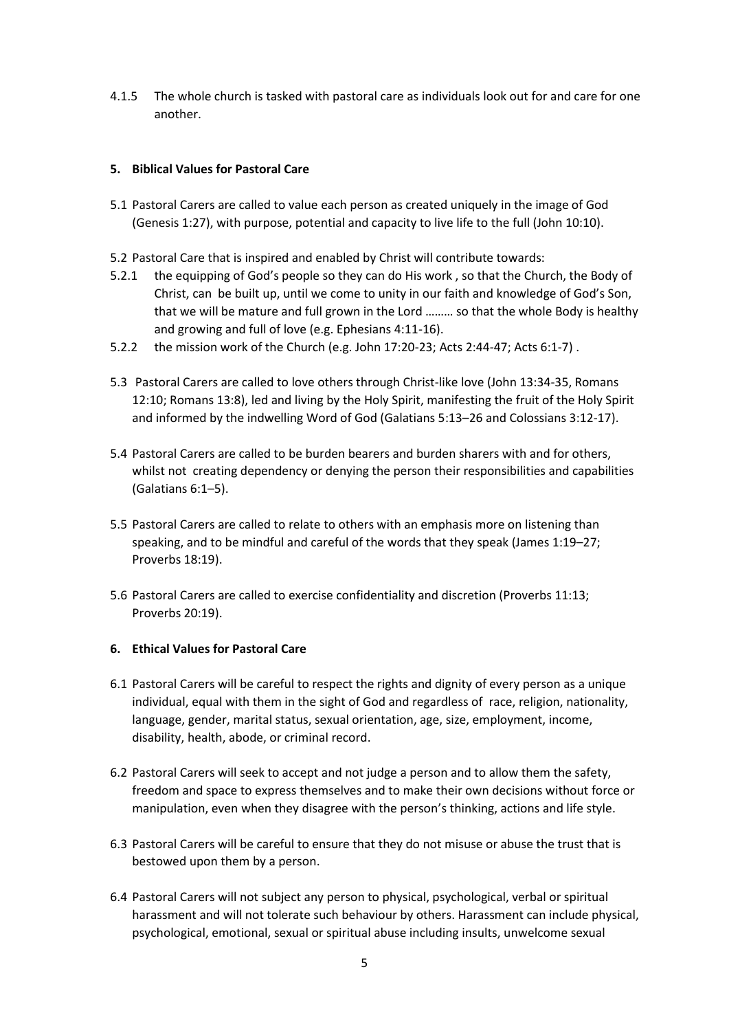4.1.5 The whole church is tasked with pastoral care as individuals look out for and care for one another.

## 5. Biblical Values for Pastoral Care

5.1 Pastoral Carers are called to value each person as created uniquely in the image of God (Genesis 1:27), with purpose, potential and capacity to live life to the full (John 10:10).

5.2 Pastoral Care that is inspired and enabled by Christ will contribute towards:

5.2.1 the equipping of God's people so they can do His work , so that the Church, the Body of Christ, can be built up, until we come to unity in our faith and knowledge of God's Son, that we will be mature and full grown in the Lord ……… so that the whole Body is healthy and growing and full of love (e.g. Ephesians 4:11-16).

5.2.2 the mission work of the Church (e.g. John 17:20-23; Acts 2:44-47; Acts 6:1-7) .

5.3 Pastoral Carers are called to love others through Christ-like love (John 13:34-35, Romans 12:10; Romans 13:8), led and living by the Holy Spirit, manifesting the fruit of the Holy Spirit and informed by the indwelling Word of God (Galatians 5:13–26 and Colossians 3:12-17).

5.4 Pastoral Carers are called to be burden bearers and burden sharers with and for others, whilst not creating dependency or denying the person their responsibilities and capabilities (Galatians 6:1–5).

5.5 Pastoral Carers are called to relate to others with an emphasis more on listening than speaking, and to be mindful and careful of the words that they speak (James 1:19–27; Proverbs 18:19).

5.6 Pastoral Carers are called to exercise confidentiality and discretion (Proverbs 11:13; Proverbs 20:19).

## 6. Ethical Values for Pastoral Care

6.1 Pastoral Carers will be careful to respect the rights and dignity of every person as a unique individual, equal with them in the sight of God and regardless of race, religion, nationality, language, gender, marital status, sexual orientation, age, size, employment, income, disability, health, abode, or criminal record.

6.2 Pastoral Carers will seek to accept and not judge a person and to allow them the safety, freedom and space to express themselves and to make their own decisions without force or manipulation, even when they disagree with the person's thinking, actions and life style.

6.3 Pastoral Carers will be careful to ensure that they do not misuse or abuse the trust that is bestowed upon them by a person.

6.4 Pastoral Carers will not subject any person to physical, psychological, verbal or spiritual harassment and will not tolerate such behaviour by others. Harassment can include physical, psychological, emotional, sexual or spiritual abuse including insults, unwelcome sexual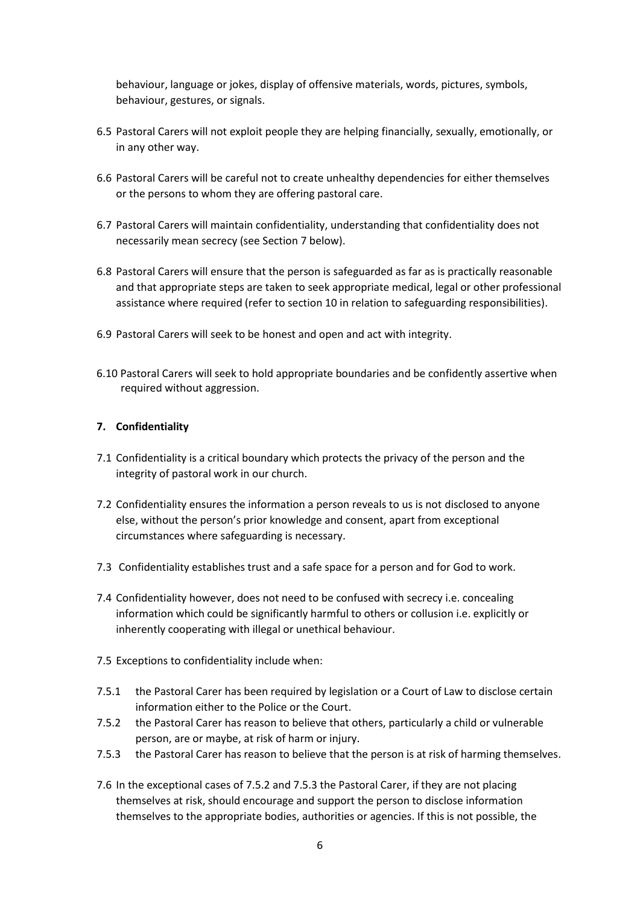behaviour, language or jokes, display of offensive materials, words, pictures, symbols, behaviour, gestures, or signals.

6.5 Pastoral Carers will not exploit people they are helping financially, sexually, emotionally, or in any other way.

6.6 Pastoral Carers will be careful not to create unhealthy dependencies for either themselves or the persons to whom they are offering pastoral care.

6.7 Pastoral Carers will maintain confidentiality, understanding that confidentiality does not necessarily mean secrecy (see Section 7 below).

6.8 Pastoral Carers will ensure that the person is safeguarded as far as is practically reasonable and that appropriate steps are taken to seek appropriate medical, legal or other professional assistance where required (refer to section 10 in relation to safeguarding responsibilities).

6.9 Pastoral Carers will seek to be honest and open and act with integrity.

6.10 Pastoral Carers will seek to hold appropriate boundaries and be confidently assertive when required without aggression.

## 7. Confidentiality

7.1 Confidentiality is a critical boundary which protects the privacy of the person and the integrity of pastoral work in our church.

7.2 Confidentiality ensures the information a person reveals to us is not disclosed to anyone else, without the person's prior knowledge and consent, apart from exceptional circumstances where safeguarding is necessary.

7.3 Confidentiality establishes trust and a safe space for a person and for God to work.

7.4 Confidentiality however, does not need to be confused with secrecy i.e. concealing information which could be significantly harmful to others or collusion i.e. explicitly or inherently cooperating with illegal or unethical behaviour.

7.5 Exceptions to confidentiality include when:

7.5.1 the Pastoral Carer has been required by legislation or a Court of Law to disclose certain information either to the Police or the Court.

7.5.2 the Pastoral Carer has reason to believe that others, particularly a child or vulnerable person, are or maybe, at risk of harm or injury.

7.5.3 the Pastoral Carer has reason to believe that the person is at risk of harming themselves.

7.6 In the exceptional cases of 7.5.2 and 7.5.3 the Pastoral Carer, if they are not placing themselves at risk, should encourage and support the person to disclose information themselves to the appropriate bodies, authorities or agencies. If this is not possible, the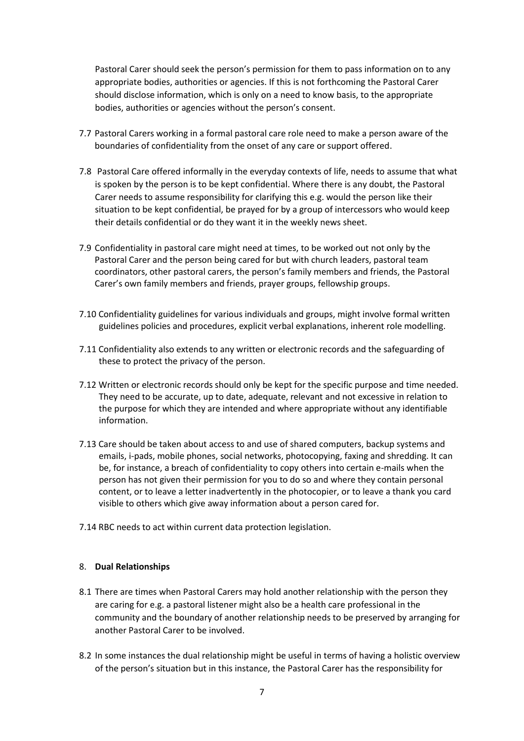Pastoral Carer should seek the person's permission for them to pass information on to any appropriate bodies, authorities or agencies. If this is not forthcoming the Pastoral Carer should disclose information, which is only on a need to know basis, to the appropriate bodies, authorities or agencies without the person's consent.

7.7 Pastoral Carers working in a formal pastoral care role need to make a person aware of the boundaries of confidentiality from the onset of any care or support offered.

7.8 Pastoral Care offered informally in the everyday contexts of life, needs to assume that what is spoken by the person is to be kept confidential. Where there is any doubt, the Pastoral Carer needs to assume responsibility for clarifying this e.g. would the person like their situation to be kept confidential, be prayed for by a group of intercessors who would keep their details confidential or do they want it in the weekly news sheet.

7.9 Confidentiality in pastoral care might need at times, to be worked out not only by the Pastoral Carer and the person being cared for but with church leaders, pastoral team coordinators, other pastoral carers, the person's family members and friends, the Pastoral Carer's own family members and friends, prayer groups, fellowship groups.

7.10 Confidentiality guidelines for various individuals and groups, might involve formal written guidelines policies and procedures, explicit verbal explanations, inherent role modelling.

7.11 Confidentiality also extends to any written or electronic records and the safeguarding of these to protect the privacy of the person.

7.12 Written or electronic records should only be kept for the specific purpose and time needed. They need to be accurate, up to date, adequate, relevant and not excessive in relation to the purpose for which they are intended and where appropriate without any identifiable information.

7.13 Care should be taken about access to and use of shared computers, backup systems and emails, i-pads, mobile phones, social networks, photocopying, faxing and shredding. It can be, for instance, a breach of confidentiality to copy others into certain e-mails when the person has not given their permission for you to do so and where they contain personal content, or to leave a letter inadvertently in the photocopier, or to leave a thank you card visible to others which give away information about a person cared for.

7.14 RBC needs to act within current data protection legislation.

## 8. **Dual Relationships**

8.1 There are times when Pastoral Carers may hold another relationship with the person they are caring for e.g. a pastoral listener might also be a health care professional in the community and the boundary of another relationship needs to be preserved by arranging for another Pastoral Carer to be involved.

8.2 In some instances the dual relationship might be useful in terms of having a holistic overview of the person's situation but in this instance, the Pastoral Carer has the responsibility for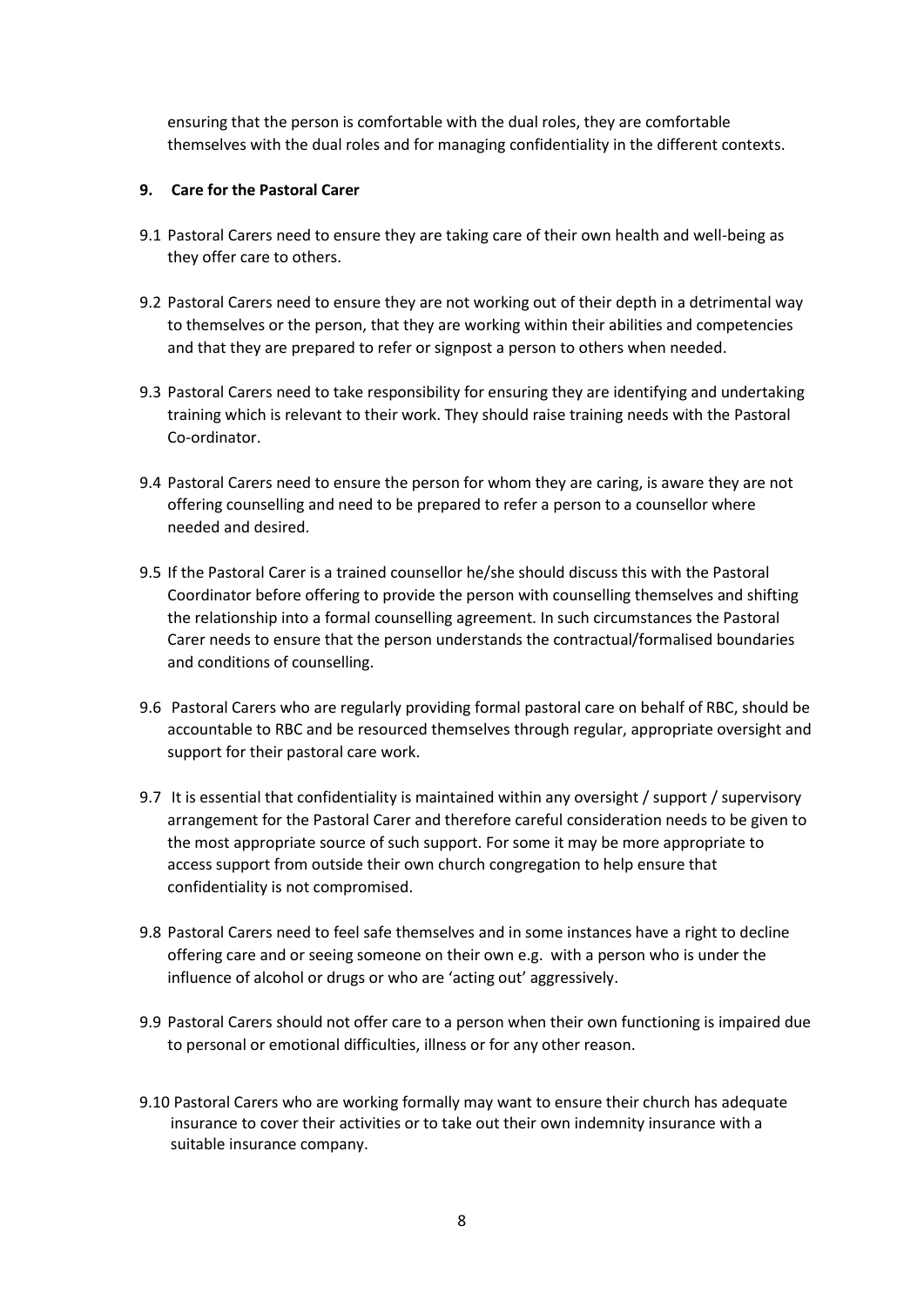ensuring that the person is comfortable with the dual roles, they are comfortable themselves with the dual roles and for managing confidentiality in the different contexts.

## 9. Care for the Pastoral Carer

9.1 Pastoral Carers need to ensure they are taking care of their own health and well-being as they offer care to others.

9.2 Pastoral Carers need to ensure they are not working out of their depth in a detrimental way to themselves or the person, that they are working within their abilities and competencies and that they are prepared to refer or signpost a person to others when needed.

9.3 Pastoral Carers need to take responsibility for ensuring they are identifying and undertaking training which is relevant to their work. They should raise training needs with the Pastoral Co-ordinator.

9.4 Pastoral Carers need to ensure the person for whom they are caring, is aware they are not offering counselling and need to be prepared to refer a person to a counsellor where needed and desired.

9.5 If the Pastoral Carer is a trained counsellor he/she should discuss this with the Pastoral Coordinator before offering to provide the person with counselling themselves and shifting the relationship into a formal counselling agreement. In such circumstances the Pastoral Carer needs to ensure that the person understands the contractual/formalised boundaries and conditions of counselling.

9.6 Pastoral Carers who are regularly providing formal pastoral care on behalf of RBC, should be accountable to RBC and be resourced themselves through regular, appropriate oversight and support for their pastoral care work.

9.7 It is essential that confidentiality is maintained within any oversight / support / supervisory arrangement for the Pastoral Carer and therefore careful consideration needs to be given to the most appropriate source of such support. For some it may be more appropriate to access support from outside their own church congregation to help ensure that confidentiality is not compromised.

9.8 Pastoral Carers need to feel safe themselves and in some instances have a right to decline offering care and or seeing someone on their own e.g. with a person who is under the influence of alcohol or drugs or who are 'acting out' aggressively.

9.9 Pastoral Carers should not offer care to a person when their own functioning is impaired due to personal or emotional difficulties, illness or for any other reason.

9.10 Pastoral Carers who are working formally may want to ensure their church has adequate insurance to cover their activities or to take out their own indemnity insurance with a suitable insurance company.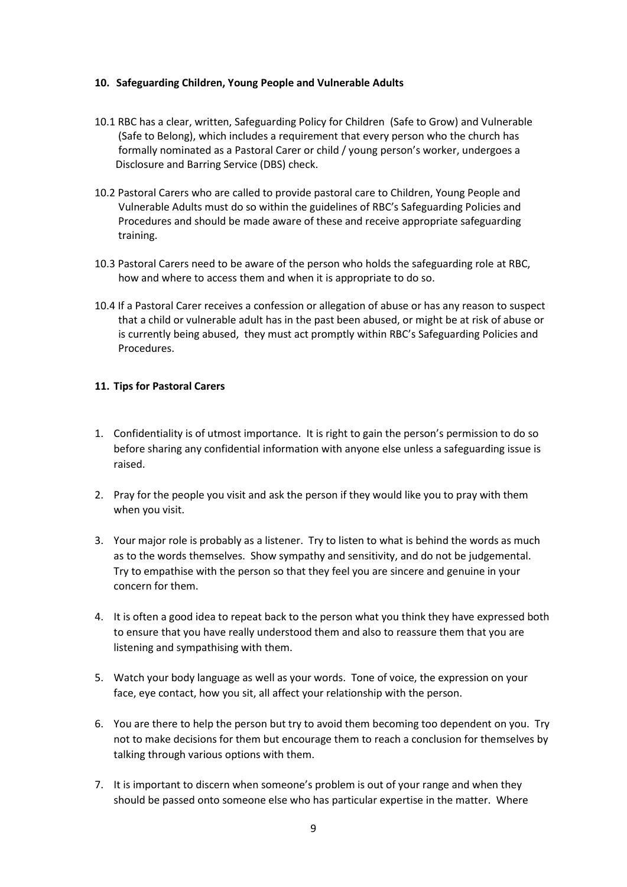## 10. Safeguarding Children, Young People and Vulnerable Adults

10.1 RBC has a clear, written, Safeguarding Policy for Children (Safe to Grow) and Vulnerable (Safe to Belong), which includes a requirement that every person who the church has formally nominated as a Pastoral Carer or child / young person's worker, undergoes a Disclosure and Barring Service (DBS) check.

10.2 Pastoral Carers who are called to provide pastoral care to Children, Young People and Vulnerable Adults must do so within the guidelines of RBC's Safeguarding Policies and Procedures and should be made aware of these and receive appropriate safeguarding training.

10.3 Pastoral Carers need to be aware of the person who holds the safeguarding role at RBC, how and where to access them and when it is appropriate to do so.

10.4 If a Pastoral Carer receives a confession or allegation of abuse or has any reason to suspect that a child or vulnerable adult has in the past been abused, or might be at risk of abuse or is currently being abused, they must act promptly within RBC's Safeguarding Policies and Procedures.

## 11. Tips for Pastoral Carers

1. Confidentiality is of utmost importance. It is right to gain the person's permission to do so before sharing any confidential information with anyone else unless a safeguarding issue is raised.
2. Pray for the people you visit and ask the person if they would like you to pray with them when you visit.
3. Your major role is probably as a listener. Try to listen to what is behind the words as much as to the words themselves. Show sympathy and sensitivity, and do not be judgemental. Try to empathise with the person so that they feel you are sincere and genuine in your concern for them.
4. It is often a good idea to repeat back to the person what you think they have expressed both to ensure that you have really understood them and also to reassure them that you are listening and sympathising with them.
5. Watch your body language as well as your words. Tone of voice, the expression on your face, eye contact, how you sit, all affect your relationship with the person.
6. You are there to help the person but try to avoid them becoming too dependent on you. Try not to make decisions for them but encourage them to reach a conclusion for themselves by talking through various options with them.
7. It is important to discern when someone's problem is out of your range and when they should be passed onto someone else who has particular expertise in the matter. Where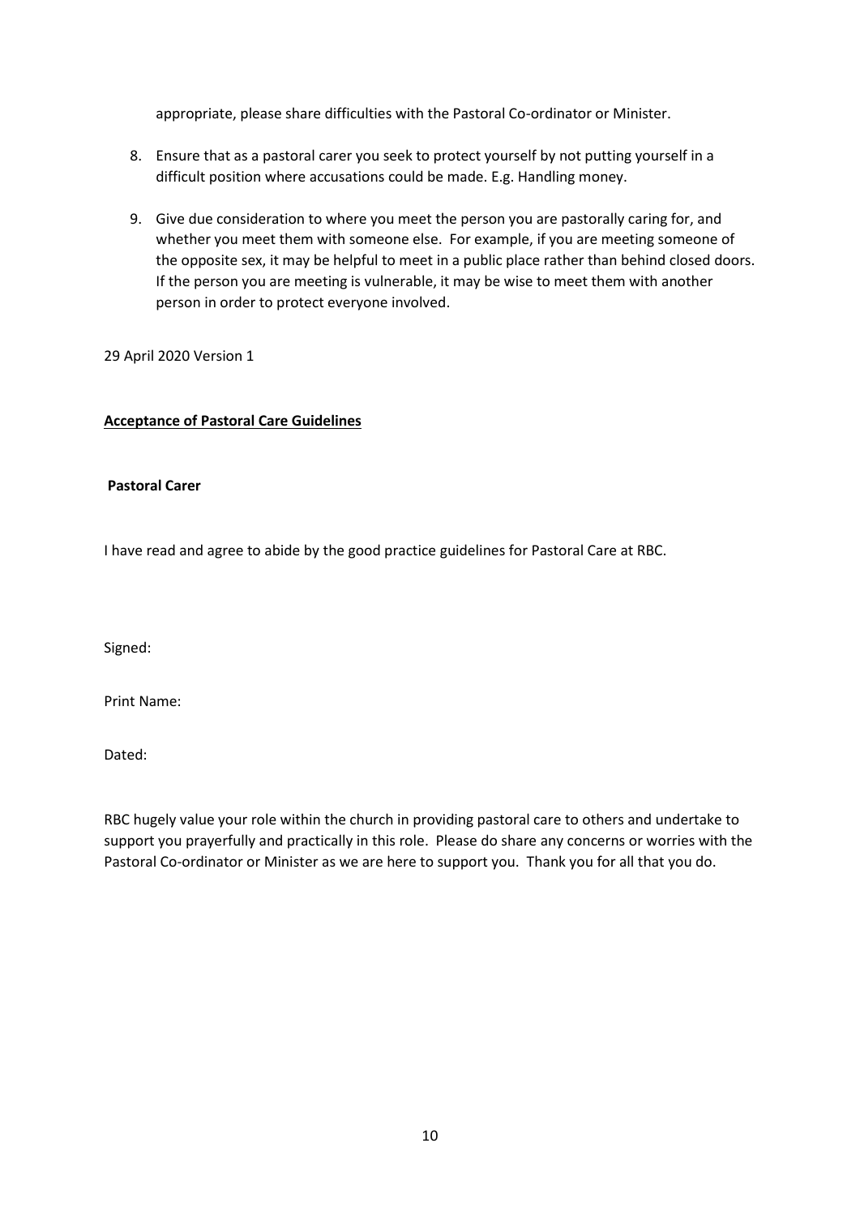appropriate, please share difficulties with the Pastoral Co-ordinator or Minister.

8. Ensure that as a pastoral carer you seek to protect yourself by not putting yourself in a difficult position where accusations could be made. E.g. Handling money.

9. Give due consideration to where you meet the person you are pastorally caring for, and whether you meet them with someone else. For example, if you are meeting someone of the opposite sex, it may be helpful to meet in a public place rather than behind closed doors. If the person you are meeting is vulnerable, it may be wise to meet them with another person in order to protect everyone involved.

29 April 2020 Version 1

**Acceptance of Pastoral Care Guidelines**

**Pastoral Carer**

I have read and agree to abide by the good practice guidelines for Pastoral Care at RBC.

Signed:

Print Name:

Dated:

RBC hugely value your role within the church in providing pastoral care to others and undertake to support you prayerfully and practically in this role. Please do share any concerns or worries with the Pastoral Co-ordinator or Minister as we are here to support you. Thank you for all that you do.